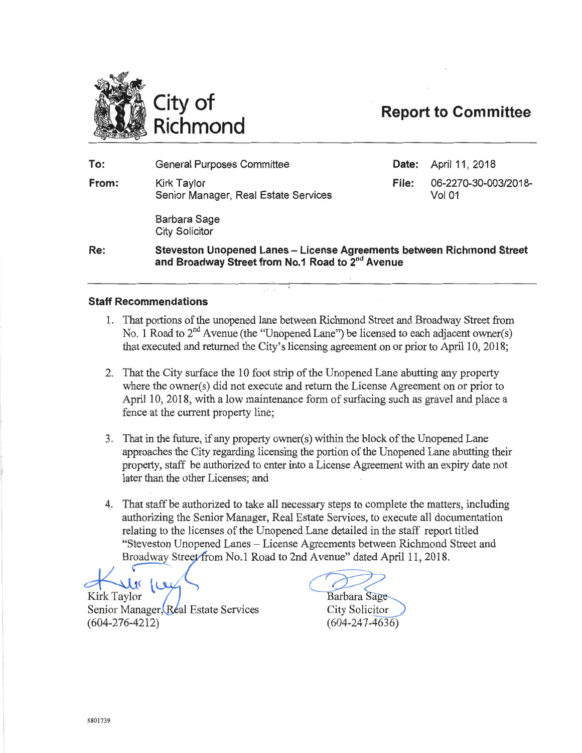# City of Richmond

## Report to Committee

| | | | |
|---|---|---|---|
| **To:** | General Purposes Committee | **Date:** | April 11, 2018 |
| **From:** | Kirk Taylor<br>Senior Manager, Real Estate Services<br><br>Barbara Sage<br>City Solicitor | **File:** | 06-2270-30-003/2018-Vol 01 |
| **Re:** | **Steveston Unopened Lanes – License Agreements between Richmond Street and Broadway Street from No.1 Road to 2nd Avenue** | | |

### Staff Recommendations

1. That portions of the unopened lane between Richmond Street and Broadway Street from No. 1 Road to 2nd Avenue (the "Unopened Lane") be licensed to each adjacent owner(s) that executed and returned the City's licensing agreement on or prior to April 10, 2018;

2. That the City surface the 10 foot strip of the Unopened Lane abutting any property where the owner(s) did not execute and return the License Agreement on or prior to April 10, 2018, with a low maintenance form of surfacing such as gravel and place a fence at the current property line;

3. That in the future, if any property owner(s) within the block of the Unopened Lane approaches the City regarding licensing the portion of the Unopened Lane abutting their property, staff be authorized to enter into a License Agreement with an expiry date not later than the other Licenses; and

4. That staff be authorized to take all necessary steps to complete the matters, including authorizing the Senior Manager, Real Estate Services, to execute all documentation relating to the licenses of the Unopened Lane detailed in the staff report titled "Steveston Unopened Lanes – License Agreements between Richmond Street and Broadway Street from No.1 Road to 2nd Avenue" dated April 11, 2018.

Kirk Taylor
Senior Manager, Real Estate Services
(604-276-4212)

Barbara Sage
City Solicitor
(604-247-4636)

5801739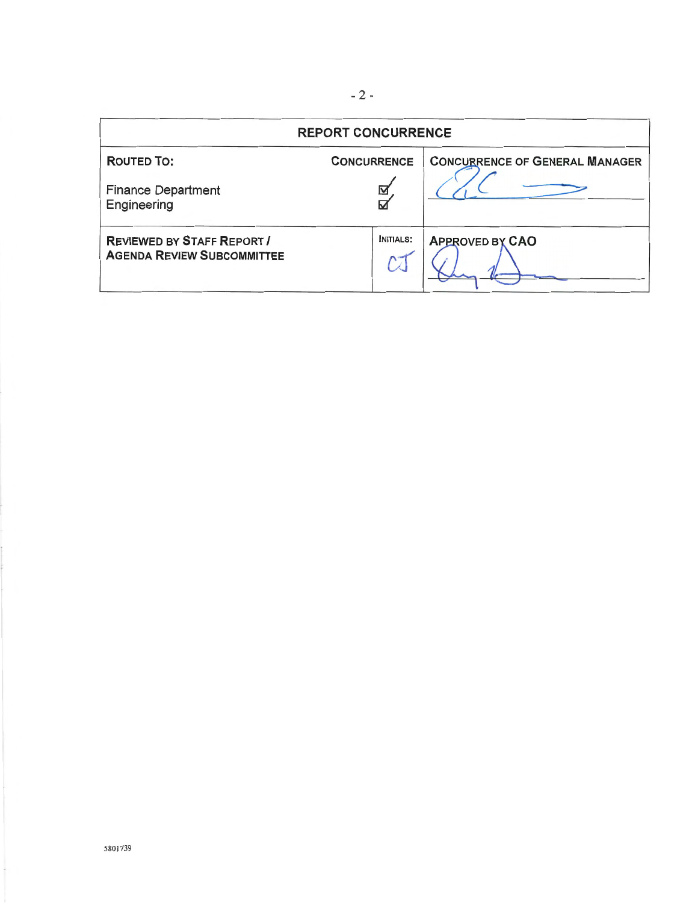| REPORT CONCURRENCE | | |
|---|---|---|
| **ROUTED TO:**<br><br>Finance Department<br>Engineering | **CONCURRENCE**<br><br>☑<br>☑ | **CONCURRENCE OF GENERAL MANAGER** |
| **REVIEWED BY STAFF REPORT / AGENDA REVIEW SUBCOMMITTEE** | **INITIALS:**<br><br>CJ | **APPROVED BY CAO** |

5801739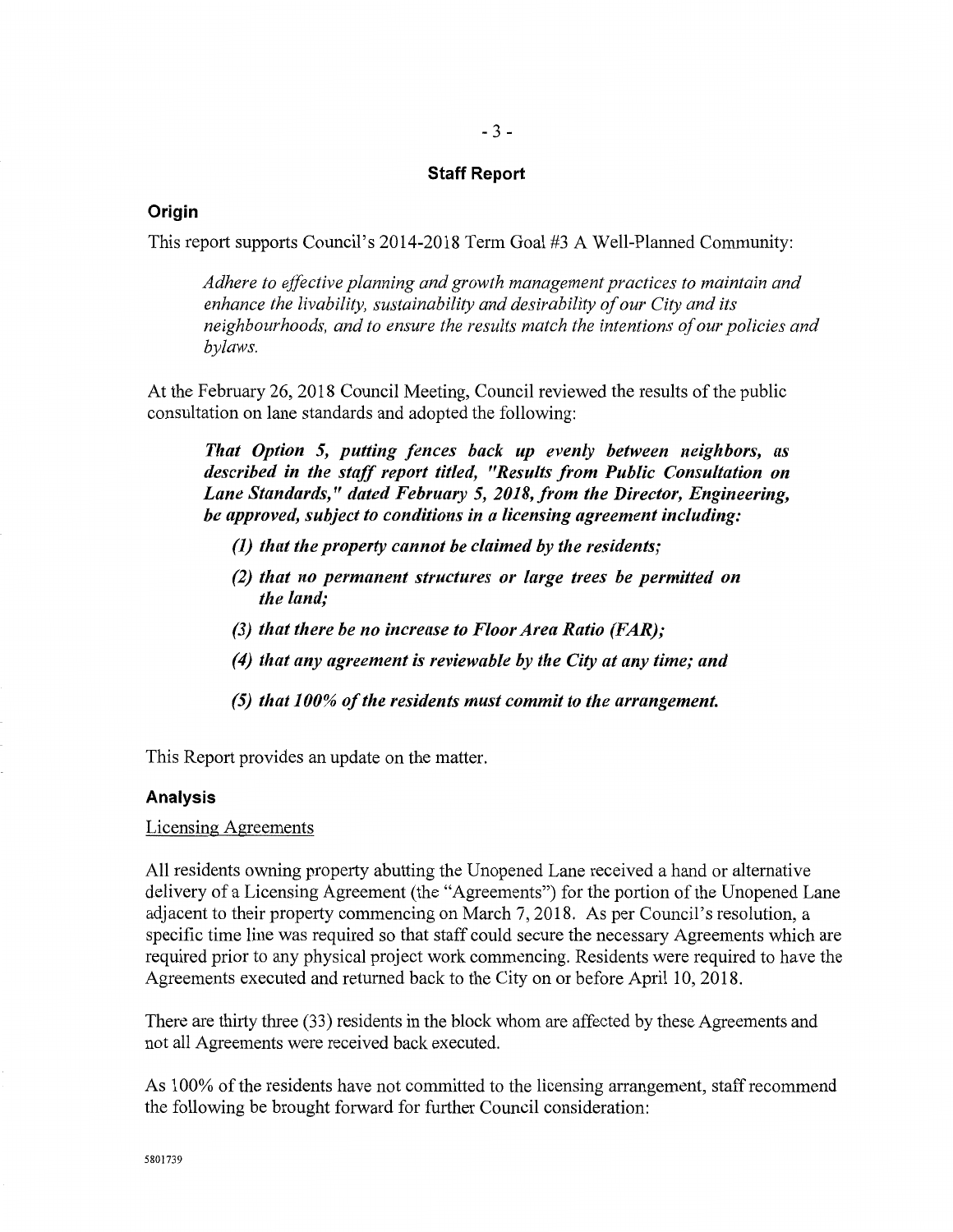## Staff Report

### Origin

This report supports Council's 2014-2018 Term Goal #3 A Well-Planned Community:

> *Adhere to effective planning and growth management practices to maintain and enhance the livability, sustainability and desirability of our City and its neighbourhoods, and to ensure the results match the intentions of our policies and bylaws.*

At the February 26, 2018 Council Meeting, Council reviewed the results of the public consultation on lane standards and adopted the following:

> ***That Option 5, putting fences back up evenly between neighbors, as described in the staff report titled, "Results from Public Consultation on Lane Standards," dated February 5, 2018, from the Director, Engineering, be approved, subject to conditions in a licensing agreement including:***
>
> ***(1) that the property cannot be claimed by the residents;***
>
> ***(2) that no permanent structures or large trees be permitted on the land;***
>
> ***(3) that there be no increase to Floor Area Ratio (FAR);***
>
> ***(4) that any agreement is reviewable by the City at any time; and***
>
> ***(5) that 100% of the residents must commit to the arrangement.***

This Report provides an update on the matter.

### Analysis

Licensing Agreements

All residents owning property abutting the Unopened Lane received a hand or alternative delivery of a Licensing Agreement (the "Agreements") for the portion of the Unopened Lane adjacent to their property commencing on March 7, 2018. As per Council's resolution, a specific time line was required so that staff could secure the necessary Agreements which are required prior to any physical project work commencing. Residents were required to have the Agreements executed and returned back to the City on or before April 10, 2018.

There are thirty three (33) residents in the block whom are affected by these Agreements and not all Agreements were received back executed.

As 100% of the residents have not committed to the licensing arrangement, staff recommend the following be brought forward for further Council consideration: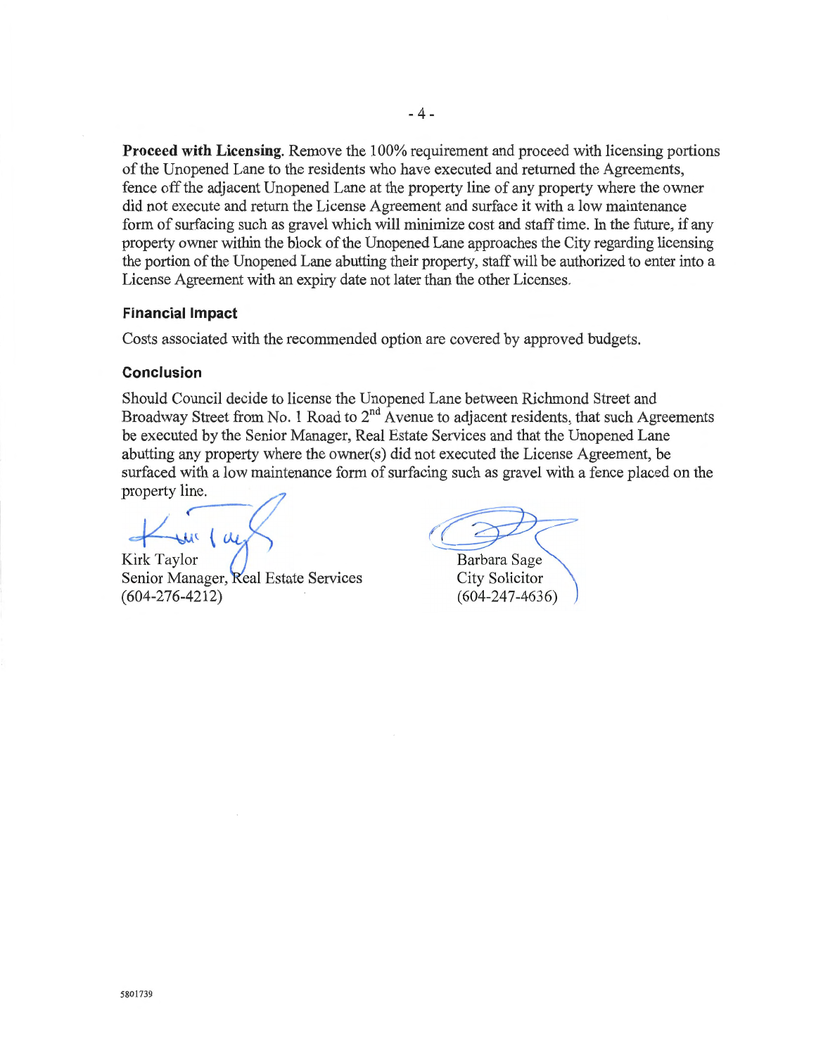**Proceed with Licensing**. Remove the 100% requirement and proceed with licensing portions of the Unopened Lane to the residents who have executed and returned the Agreements, fence off the adjacent Unopened Lane at the property line of any property where the owner did not execute and return the License Agreement and surface it with a low maintenance form of surfacing such as gravel which will minimize cost and staff time. In the future, if any property owner within the block of the Unopened Lane approaches the City regarding licensing the portion of the Unopened Lane abutting their property, staff will be authorized to enter into a License Agreement with an expiry date not later than the other Licenses.

### Financial Impact

Costs associated with the recommended option are covered by approved budgets.

### Conclusion

Should Council decide to license the Unopened Lane between Richmond Street and Broadway Street from No. 1 Road to 2nd Avenue to adjacent residents, that such Agreements be executed by the Senior Manager, Real Estate Services and that the Unopened Lane abutting any property where the owner(s) did not executed the License Agreement, be surfaced with a low maintenance form of surfacing such as gravel with a fence placed on the property line.

Kirk Taylor
Senior Manager, Real Estate Services
(604-276-4212)

Barbara Sage
City Solicitor
(604-247-4636)

5801739